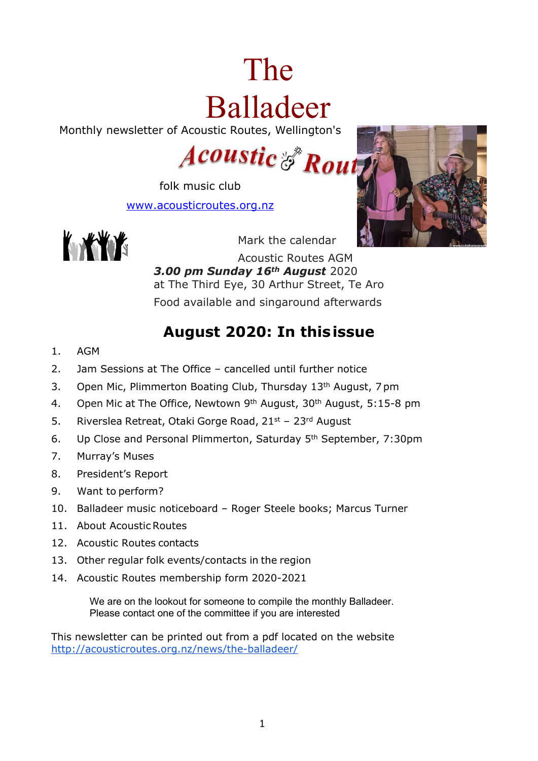# The Balladeer

Monthly newsletter of Acoustic Routes, Wellington's

Acoustic Routes

folk music club

www.acousticroutes.org.nz

Mark the calendar

Acoustic Routes AGM

***3.00 pm Sunday 16th August*** 2020

at The Third Eye, 30 Arthur Street, Te Aro

Food available and singaround afterwards

## August 2020: In this issue

1. AGM
2. Jam Sessions at The Office – cancelled until further notice
3. Open Mic, Plimmerton Boating Club, Thursday 13th August, 7 pm
4. Open Mic at The Office, Newtown 9th August, 30th August, 5:15-8 pm
5. Riverslea Retreat, Otaki Gorge Road, 21st – 23rd August
6. Up Close and Personal Plimmerton, Saturday 5th September, 7:30pm
7. Murray's Muses
8. President's Report
9. Want to perform?
10. Balladeer music noticeboard – Roger Steele books; Marcus Turner
11. About Acoustic Routes
12. Acoustic Routes contacts
13. Other regular folk events/contacts in the region
14. Acoustic Routes membership form 2020-2021

We are on the lookout for someone to compile the monthly Balladeer.
Please contact one of the committee if you are interested

This newsletter can be printed out from a pdf located on the website
http://acousticroutes.org.nz/news/the-balladeer/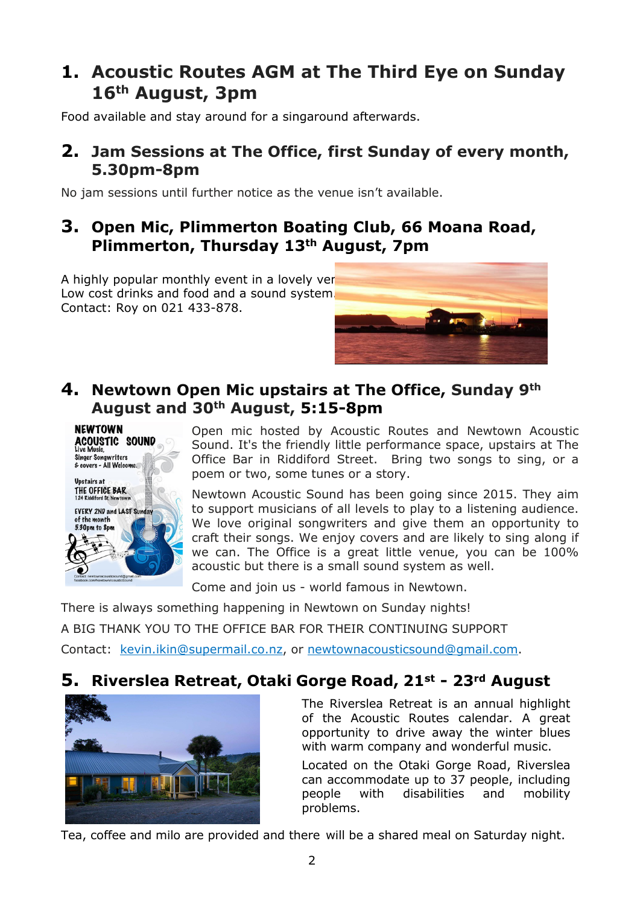## 1. Acoustic Routes AGM at The Third Eye on Sunday 16th August, 3pm

Food available and stay around for a singaround afterwards.

## 2. Jam Sessions at The Office, first Sunday of every month, 5.30pm-8pm

No jam sessions until further notice as the venue isn't available.

## 3. Open Mic, Plimmerton Boating Club, 66 Moana Road, Plimmerton, Thursday 13th August, 7pm

A highly popular monthly event in a lovely ver
Low cost drinks and food and a sound system.
Contact: Roy on 021 433-878.

## 4. Newtown Open Mic upstairs at The Office, Sunday 9th August and 30th August, 5:15-8pm

Open mic hosted by Acoustic Routes and Newtown Acoustic Sound. It's the friendly little performance space, upstairs at The Office Bar in Riddiford Street. Bring two songs to sing, or a poem or two, some tunes or a story.

Newtown Acoustic Sound has been going since 2015. They aim to support musicians of all levels to play to a listening audience. We love original songwriters and give them an opportunity to craft their songs. We enjoy covers and are likely to sing along if we can. The Office is a great little venue, you can be 100% acoustic but there is a small sound system as well.

Come and join us - world famous in Newtown.

There is always something happening in Newtown on Sunday nights!

A BIG THANK YOU TO THE OFFICE BAR FOR THEIR CONTINUING SUPPORT

Contact: kevin.ikin@supermail.co.nz, or newtownacousticsound@gmail.com.

## 5. Riverslea Retreat, Otaki Gorge Road, 21st - 23rd August

The Riverslea Retreat is an annual highlight of the Acoustic Routes calendar. A great opportunity to drive away the winter blues with warm company and wonderful music.

Located on the Otaki Gorge Road, Riverslea can accommodate up to 37 people, including people with disabilities and mobility problems.

Tea, coffee and milo are provided and there will be a shared meal on Saturday night.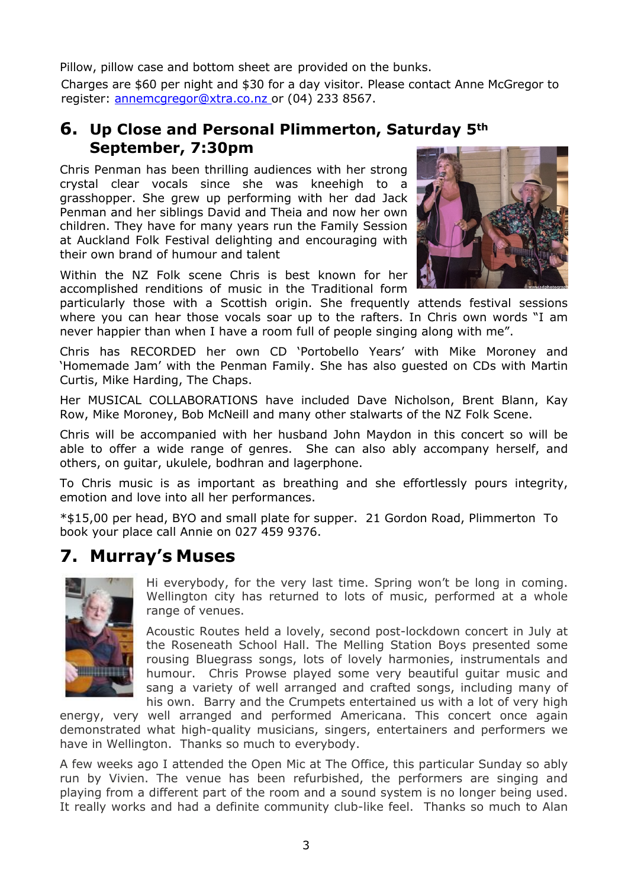Pillow, pillow case and bottom sheet are provided on the bunks.

Charges are $60 per night and $30 for a day visitor. Please contact Anne McGregor to register: annemcgregor@xtra.co.nz or (04) 233 8567.

## 6. Up Close and Personal Plimmerton, Saturday 5th September, 7:30pm

Chris Penman has been thrilling audiences with her strong crystal clear vocals since she was kneehigh to a grasshopper. She grew up performing with her dad Jack Penman and her siblings David and Theia and now her own children. They have for many years run the Family Session at Auckland Folk Festival delighting and encouraging with their own brand of humour and talent

Within the NZ Folk scene Chris is best known for her accomplished renditions of music in the Traditional form particularly those with a Scottish origin. She frequently attends festival sessions where you can hear those vocals soar up to the rafters. In Chris own words "I am never happier than when I have a room full of people singing along with me".

Chris has RECORDED her own CD 'Portobello Years' with Mike Moroney and 'Homemade Jam' with the Penman Family. She has also guested on CDs with Martin Curtis, Mike Harding, The Chaps.

Her MUSICAL COLLABORATIONS have included Dave Nicholson, Brent Blann, Kay Row, Mike Moroney, Bob McNeill and many other stalwarts of the NZ Folk Scene.

Chris will be accompanied with her husband John Maydon in this concert so will be able to offer a wide range of genres. She can also ably accompany herself, and others, on guitar, ukulele, bodhran and lagerphone.

To Chris music is as important as breathing and she effortlessly pours integrity, emotion and love into all her performances.

*$15,00 per head, BYO and small plate for supper. 21 Gordon Road, Plimmerton To book your place call Annie on 027 459 9376.

## 7. Murray's Muses

Hi everybody, for the very last time. Spring won't be long in coming. Wellington city has returned to lots of music, performed at a whole range of venues.

Acoustic Routes held a lovely, second post-lockdown concert in July at the Roseneath School Hall. The Melling Station Boys presented some rousing Bluegrass songs, lots of lovely harmonies, instrumentals and humour. Chris Prowse played some very beautiful guitar music and sang a variety of well arranged and crafted songs, including many of his own. Barry and the Crumpets entertained us with a lot of very high energy, very well arranged and performed Americana. This concert once again demonstrated what high-quality musicians, singers, entertainers and performers we have in Wellington. Thanks so much to everybody.

A few weeks ago I attended the Open Mic at The Office, this particular Sunday so ably run by Vivien. The venue has been refurbished, the performers are singing and playing from a different part of the room and a sound system is no longer being used. It really works and had a definite community club-like feel. Thanks so much to Alan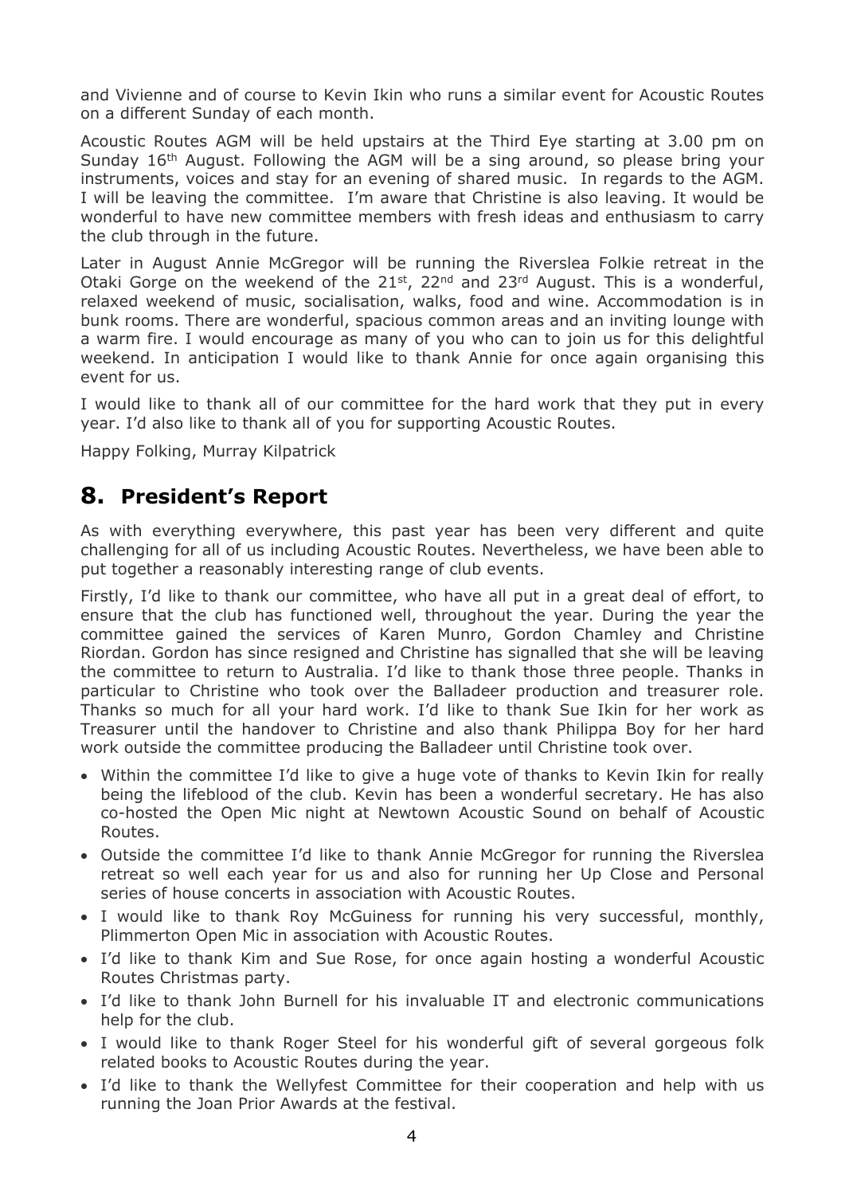and Vivienne and of course to Kevin Ikin who runs a similar event for Acoustic Routes on a different Sunday of each month.

Acoustic Routes AGM will be held upstairs at the Third Eye starting at 3.00 pm on Sunday 16th August. Following the AGM will be a sing around, so please bring your instruments, voices and stay for an evening of shared music. In regards to the AGM. I will be leaving the committee. I'm aware that Christine is also leaving. It would be wonderful to have new committee members with fresh ideas and enthusiasm to carry the club through in the future.

Later in August Annie McGregor will be running the Riverslea Folkie retreat in the Otaki Gorge on the weekend of the 21st, 22nd and 23rd August. This is a wonderful, relaxed weekend of music, socialisation, walks, food and wine. Accommodation is in bunk rooms. There are wonderful, spacious common areas and an inviting lounge with a warm fire. I would encourage as many of you who can to join us for this delightful weekend. In anticipation I would like to thank Annie for once again organising this event for us.

I would like to thank all of our committee for the hard work that they put in every year. I'd also like to thank all of you for supporting Acoustic Routes.

Happy Folking, Murray Kilpatrick

## 8. President's Report

As with everything everywhere, this past year has been very different and quite challenging for all of us including Acoustic Routes. Nevertheless, we have been able to put together a reasonably interesting range of club events.

Firstly, I'd like to thank our committee, who have all put in a great deal of effort, to ensure that the club has functioned well, throughout the year. During the year the committee gained the services of Karen Munro, Gordon Chamley and Christine Riordan. Gordon has since resigned and Christine has signalled that she will be leaving the committee to return to Australia. I'd like to thank those three people. Thanks in particular to Christine who took over the Balladeer production and treasurer role. Thanks so much for all your hard work. I'd like to thank Sue Ikin for her work as Treasurer until the handover to Christine and also thank Philippa Boy for her hard work outside the committee producing the Balladeer until Christine took over.

- Within the committee I'd like to give a huge vote of thanks to Kevin Ikin for really being the lifeblood of the club. Kevin has been a wonderful secretary. He has also co-hosted the Open Mic night at Newtown Acoustic Sound on behalf of Acoustic Routes.
- Outside the committee I'd like to thank Annie McGregor for running the Riverslea retreat so well each year for us and also for running her Up Close and Personal series of house concerts in association with Acoustic Routes.
- I would like to thank Roy McGuiness for running his very successful, monthly, Plimmerton Open Mic in association with Acoustic Routes.
- I'd like to thank Kim and Sue Rose, for once again hosting a wonderful Acoustic Routes Christmas party.
- I'd like to thank John Burnell for his invaluable IT and electronic communications help for the club.
- I would like to thank Roger Steel for his wonderful gift of several gorgeous folk related books to Acoustic Routes during the year.
- I'd like to thank the Wellyfest Committee for their cooperation and help with us running the Joan Prior Awards at the festival.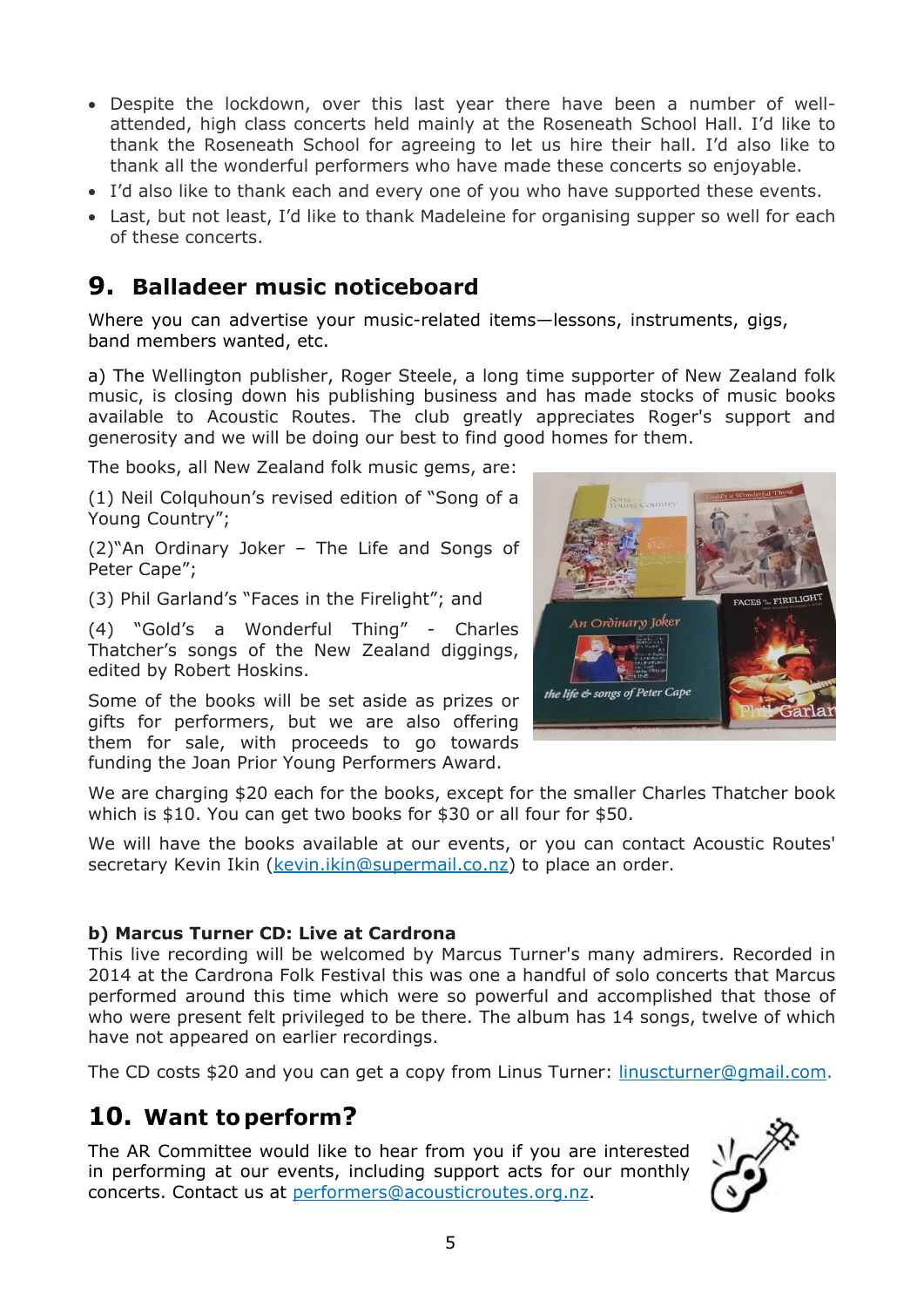- Despite the lockdown, over this last year there have been a number of well-attended, high class concerts held mainly at the Roseneath School Hall. I'd like to thank the Roseneath School for agreeing to let us hire their hall. I'd also like to thank all the wonderful performers who have made these concerts so enjoyable.
- I'd also like to thank each and every one of you who have supported these events.
- Last, but not least, I'd like to thank Madeleine for organising supper so well for each of these concerts.

## 9. Balladeer music noticeboard

Where you can advertise your music-related items—lessons, instruments, gigs, band members wanted, etc.

a) The Wellington publisher, Roger Steele, a long time supporter of New Zealand folk music, is closing down his publishing business and has made stocks of music books available to Acoustic Routes. The club greatly appreciates Roger's support and generosity and we will be doing our best to find good homes for them.

The books, all New Zealand folk music gems, are:

(1) Neil Colquhoun's revised edition of "Song of a Young Country";

(2)"An Ordinary Joker – The Life and Songs of Peter Cape";

(3) Phil Garland's "Faces in the Firelight"; and

(4) "Gold's a Wonderful Thing" - Charles Thatcher's songs of the New Zealand diggings, edited by Robert Hoskins.

Some of the books will be set aside as prizes or gifts for performers, but we are also offering them for sale, with proceeds to go towards funding the Joan Prior Young Performers Award.

We are charging $20 each for the books, except for the smaller Charles Thatcher book which is $10. You can get two books for $30 or all four for $50.

We will have the books available at our events, or you can contact Acoustic Routes' secretary Kevin Ikin (kevin.ikin@supermail.co.nz) to place an order.

**b) Marcus Turner CD: Live at Cardrona**

This live recording will be welcomed by Marcus Turner's many admirers. Recorded in 2014 at the Cardrona Folk Festival this was one a handful of solo concerts that Marcus performed around this time which were so powerful and accomplished that those of who were present felt privileged to be there. The album has 14 songs, twelve of which have not appeared on earlier recordings.

The CD costs $20 and you can get a copy from Linus Turner: linuscturner@gmail.com.

## 10. Want to perform?

The AR Committee would like to hear from you if you are interested in performing at our events, including support acts for our monthly concerts. Contact us at performers@acousticroutes.org.nz.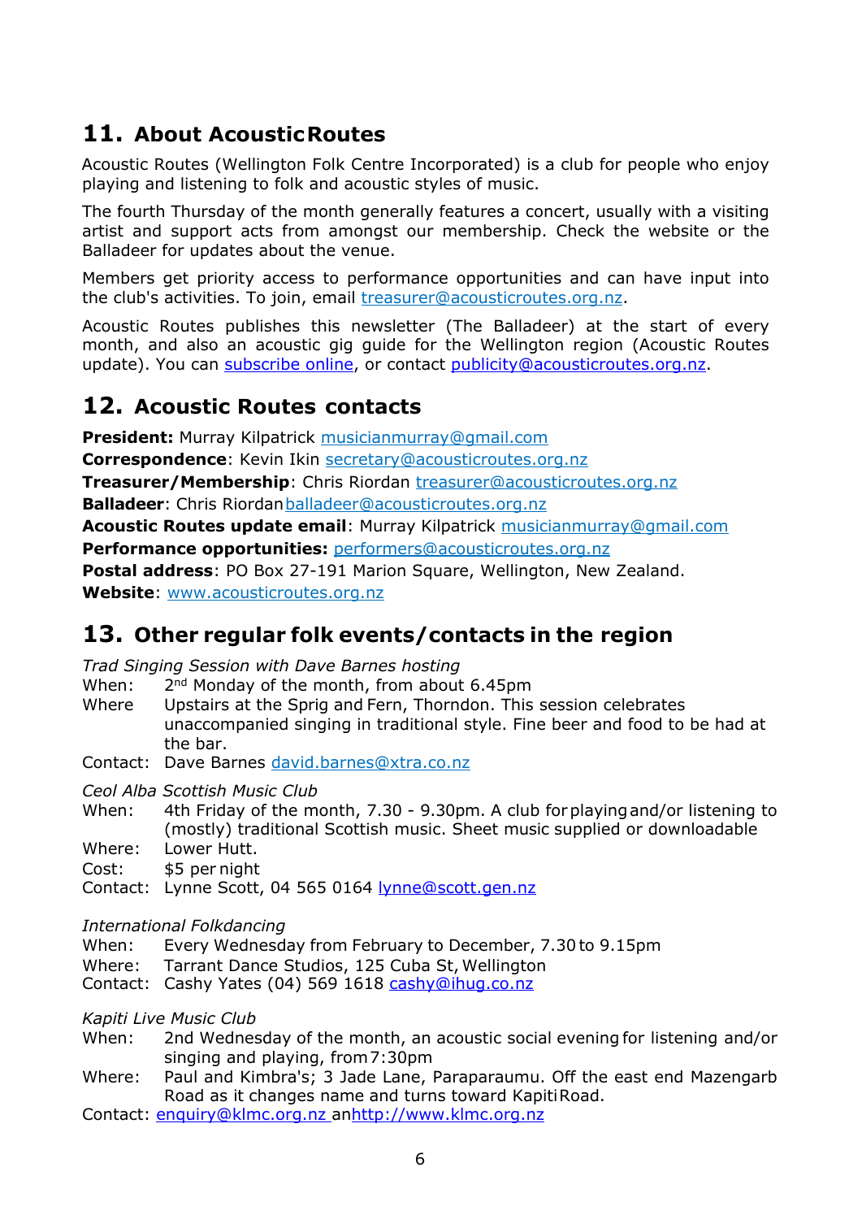## 11. About Acoustic Routes

Acoustic Routes (Wellington Folk Centre Incorporated) is a club for people who enjoy playing and listening to folk and acoustic styles of music.

The fourth Thursday of the month generally features a concert, usually with a visiting artist and support acts from amongst our membership. Check the website or the Balladeer for updates about the venue.

Members get priority access to performance opportunities and can have input into the club's activities. To join, email treasurer@acousticroutes.org.nz.

Acoustic Routes publishes this newsletter (The Balladeer) at the start of every month, and also an acoustic gig guide for the Wellington region (Acoustic Routes update). You can subscribe online, or contact publicity@acousticroutes.org.nz.

## 12. Acoustic Routes contacts

**President:** Murray Kilpatrick musicianmurray@gmail.com
**Correspondence**: Kevin Ikin secretary@acousticroutes.org.nz
**Treasurer/Membership**: Chris Riordan treasurer@acousticroutes.org.nz
**Balladeer**: Chris Riordan balladeer@acousticroutes.org.nz
**Acoustic Routes update email**: Murray Kilpatrick musicianmurray@gmail.com
**Performance opportunities:** performers@acousticroutes.org.nz
**Postal address**: PO Box 27-191 Marion Square, Wellington, New Zealand.
**Website**: www.acousticroutes.org.nz

## 13. Other regular folk events/contacts in the region

*Trad Singing Session with Dave Barnes hosting*
When: 2nd Monday of the month, from about 6.45pm
Where Upstairs at the Sprig and Fern, Thorndon. This session celebrates unaccompanied singing in traditional style. Fine beer and food to be had at the bar.
Contact: Dave Barnes david.barnes@xtra.co.nz

*Ceol Alba Scottish Music Club*
When: 4th Friday of the month, 7.30 - 9.30pm. A club for playing and/or listening to (mostly) traditional Scottish music. Sheet music supplied or downloadable
Where: Lower Hutt.
Cost: $5 per night
Contact: Lynne Scott, 04 565 0164 lynne@scott.gen.nz

*International Folkdancing*
When: Every Wednesday from February to December, 7.30 to 9.15pm
Where: Tarrant Dance Studios, 125 Cuba St, Wellington
Contact: Cashy Yates (04) 569 1618 cashy@ihug.co.nz

*Kapiti Live Music Club*
When: 2nd Wednesday of the month, an acoustic social evening for listening and/or singing and playing, from 7:30pm
Where: Paul and Kimbra's; 3 Jade Lane, Paraparaumu. Off the east end Mazengarb Road as it changes name and turns toward Kapiti Road.
Contact: enquiry@klmc.org.nz an http://www.klmc.org.nz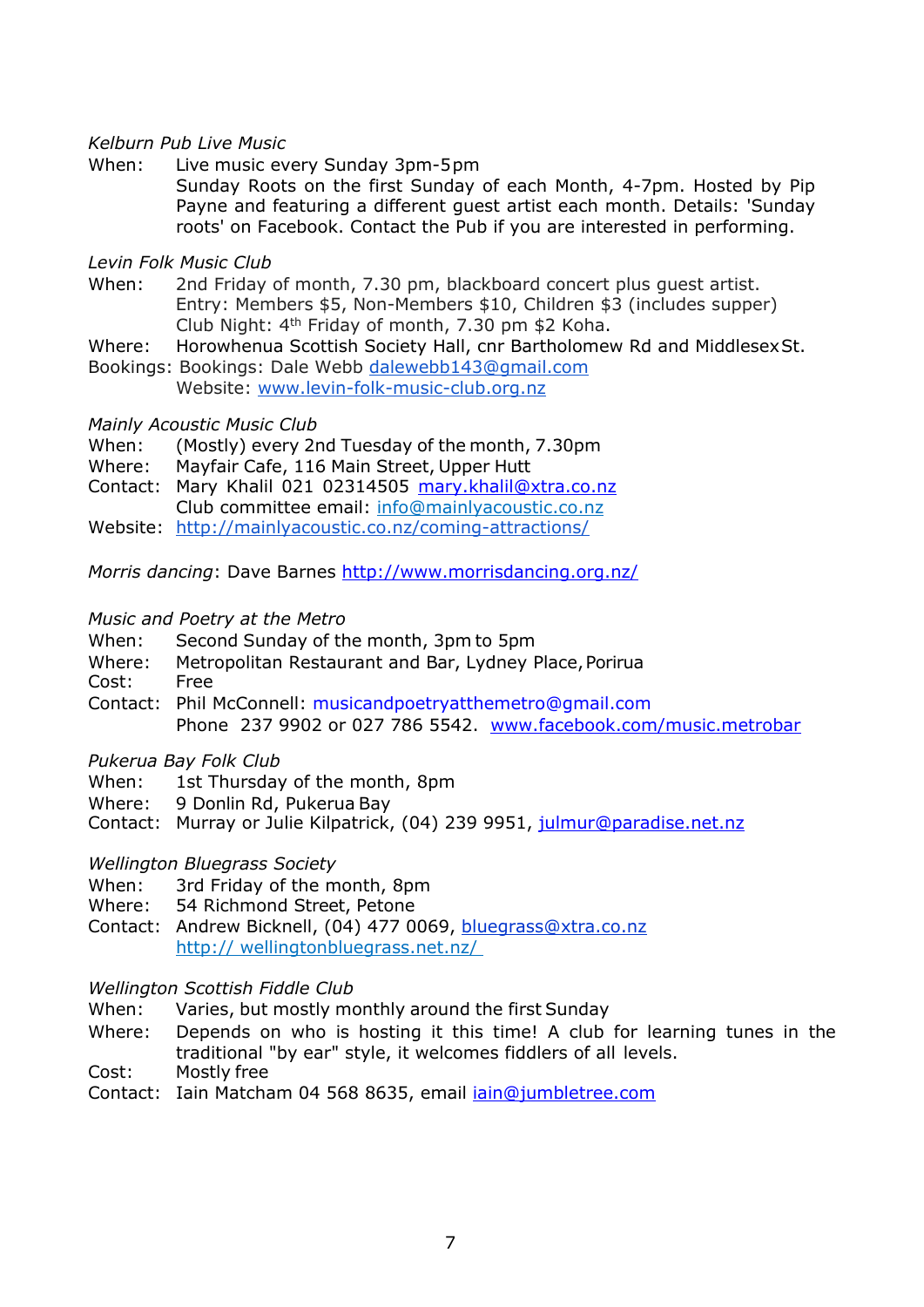*Kelburn Pub Live Music*

When: Live music every Sunday 3pm-5pm
Sunday Roots on the first Sunday of each Month, 4-7pm. Hosted by Pip Payne and featuring a different guest artist each month. Details: 'Sunday roots' on Facebook. Contact the Pub if you are interested in performing.

*Levin Folk Music Club*

When: 2nd Friday of month, 7.30 pm, blackboard concert plus guest artist.
Entry: Members $5, Non-Members $10, Children $3 (includes supper)
Club Night: 4th Friday of month, 7.30 pm $2 Koha.
Where: Horowhenua Scottish Society Hall, cnr Bartholomew Rd and Middlesex St.
Bookings: Bookings: Dale Webb dalewebb143@gmail.com
Website: www.levin-folk-music-club.org.nz

*Mainly Acoustic Music Club*

When: (Mostly) every 2nd Tuesday of the month, 7.30pm
Where: Mayfair Cafe, 116 Main Street, Upper Hutt
Contact: Mary Khalil 021 02314505 mary.khalil@xtra.co.nz
Club committee email: info@mainlyacoustic.co.nz
Website: http://mainlyacoustic.co.nz/coming-attractions/

*Morris dancing*: Dave Barnes http://www.morrisdancing.org.nz/

*Music and Poetry at the Metro*

When: Second Sunday of the month, 3pm to 5pm
Where: Metropolitan Restaurant and Bar, Lydney Place, Porirua
Cost: Free
Contact: Phil McConnell: musicandpoetryatthemetro@gmail.com
Phone 237 9902 or 027 786 5542. www.facebook.com/music.metrobar

*Pukerua Bay Folk Club*

When: 1st Thursday of the month, 8pm
Where: 9 Donlin Rd, Pukerua Bay
Contact: Murray or Julie Kilpatrick, (04) 239 9951, julmur@paradise.net.nz

*Wellington Bluegrass Society*

When: 3rd Friday of the month, 8pm
Where: 54 Richmond Street, Petone
Contact: Andrew Bicknell, (04) 477 0069, bluegrass@xtra.co.nz
http:// wellingtonbluegrass.net.nz/

*Wellington Scottish Fiddle Club*

When: Varies, but mostly monthly around the first Sunday
Where: Depends on who is hosting it this time! A club for learning tunes in the traditional "by ear" style, it welcomes fiddlers of all levels.
Cost: Mostly free
Contact: Iain Matcham 04 568 8635, email iain@jumbletree.com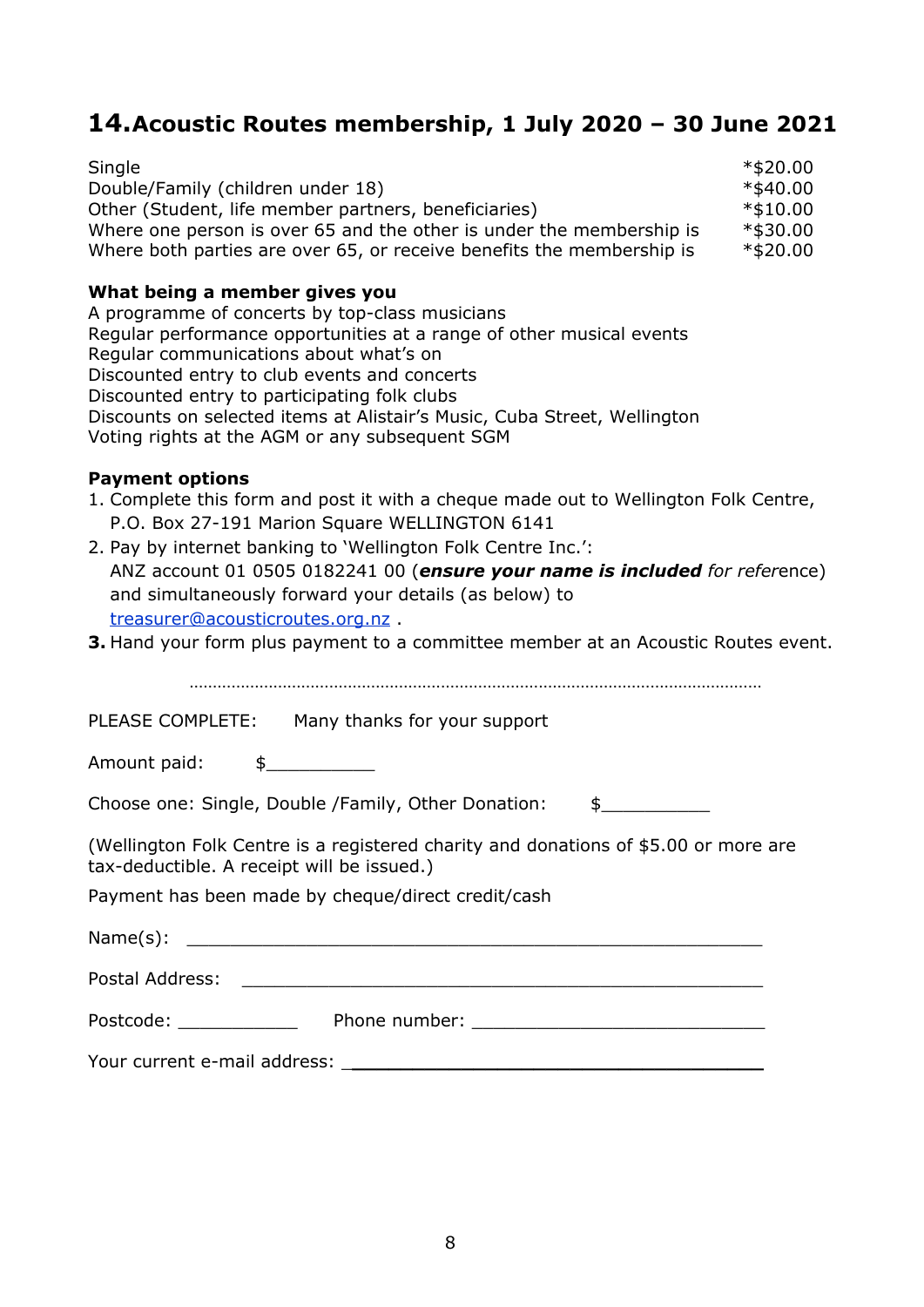## 14. Acoustic Routes membership, 1 July 2020 – 30 June 2021

| | |
|---|---|
| Single | *$20.00 |
| Double/Family (children under 18) | *$40.00 |
| Other (Student, life member partners, beneficiaries) | *$10.00 |
| Where one person is over 65 and the other is under the membership is | *$30.00 |
| Where both parties are over 65, or receive benefits the membership is | *$20.00 |

**What being a member gives you**

A programme of concerts by top-class musicians
Regular performance opportunities at a range of other musical events
Regular communications about what's on
Discounted entry to club events and concerts
Discounted entry to participating folk clubs
Discounts on selected items at Alistair's Music, Cuba Street, Wellington
Voting rights at the AGM or any subsequent SGM

**Payment options**

1. Complete this form and post it with a cheque made out to Wellington Folk Centre, P.O. Box 27-191 Marion Square WELLINGTON 6141
2. Pay by internet banking to 'Wellington Folk Centre Inc.': ANZ account 01 0505 0182241 00 (***ensure your name is included*** *for refer*ence) and simultaneously forward your details (as below) to treasurer@acousticroutes.org.nz .
3. Hand your form plus payment to a committee member at an Acoustic Routes event.

……………………………………………………………………………………………………………

PLEASE COMPLETE: Many thanks for your support

Amount paid: $__________

Choose one: Single, Double /Family, Other Donation: $__________

(Wellington Folk Centre is a registered charity and donations of $5.00 or more are tax-deductible. A receipt will be issued.)

Payment has been made by cheque/direct credit/cash

Name(s): ________________________________________________________

Postal Address: ___________________________________________________

Postcode: ___________ Phone number: ___________________________

Your current e-mail address: ____________________________________